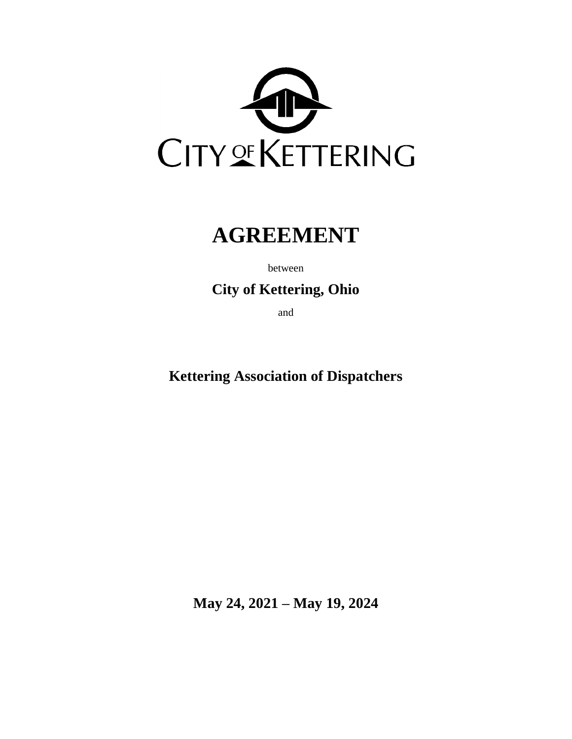CITY OF KETTERING

# AGREEMENT

between

**City of Kettering, Ohio**

and

**Kettering Association of Dispatchers**

**May 24, 2021 – May 19, 2024**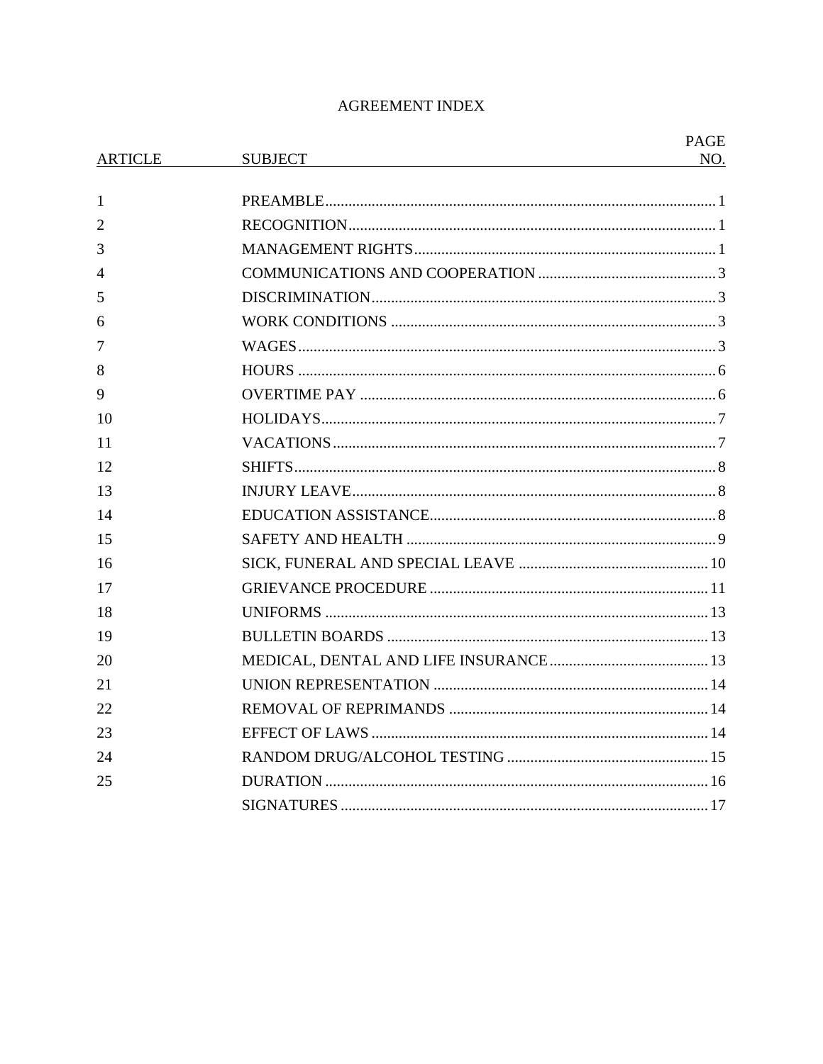# AGREEMENT INDEX

| ARTICLE | SUBJECT | PAGE NO. |
|---|---|---|
| 1 | PREAMBLE | 1 |
| 2 | RECOGNITION | 1 |
| 3 | MANAGEMENT RIGHTS | 1 |
| 4 | COMMUNICATIONS AND COOPERATION | 3 |
| 5 | DISCRIMINATION | 3 |
| 6 | WORK CONDITIONS | 3 |
| 7 | WAGES | 3 |
| 8 | HOURS | 6 |
| 9 | OVERTIME PAY | 6 |
| 10 | HOLIDAYS | 7 |
| 11 | VACATIONS | 7 |
| 12 | SHIFTS | 8 |
| 13 | INJURY LEAVE | 8 |
| 14 | EDUCATION ASSISTANCE | 8 |
| 15 | SAFETY AND HEALTH | 9 |
| 16 | SICK, FUNERAL AND SPECIAL LEAVE | 10 |
| 17 | GRIEVANCE PROCEDURE | 11 |
| 18 | UNIFORMS | 13 |
| 19 | BULLETIN BOARDS | 13 |
| 20 | MEDICAL, DENTAL AND LIFE INSURANCE | 13 |
| 21 | UNION REPRESENTATION | 14 |
| 22 | REMOVAL OF REPRIMANDS | 14 |
| 23 | EFFECT OF LAWS | 14 |
| 24 | RANDOM DRUG/ALCOHOL TESTING | 15 |
| 25 | DURATION | 16 |
| | SIGNATURES | 17 |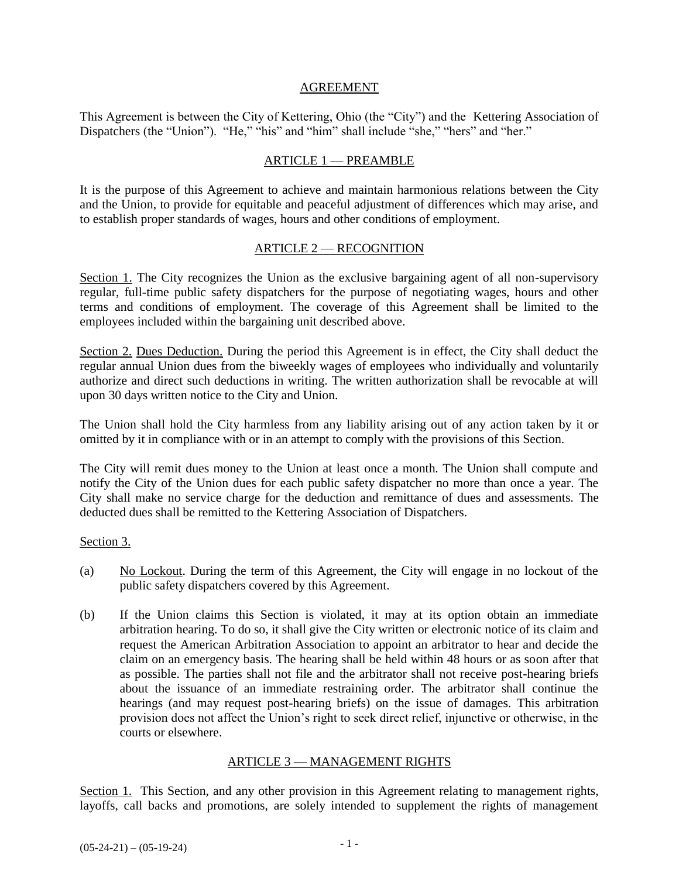## AGREEMENT

This Agreement is between the City of Kettering, Ohio (the "City") and the Kettering Association of Dispatchers (the "Union"). "He," "his" and "him" shall include "she," "hers" and "her."

## ARTICLE 1 — PREAMBLE

It is the purpose of this Agreement to achieve and maintain harmonious relations between the City and the Union, to provide for equitable and peaceful adjustment of differences which may arise, and to establish proper standards of wages, hours and other conditions of employment.

## ARTICLE 2 — RECOGNITION

Section 1. The City recognizes the Union as the exclusive bargaining agent of all non-supervisory regular, full-time public safety dispatchers for the purpose of negotiating wages, hours and other terms and conditions of employment. The coverage of this Agreement shall be limited to the employees included within the bargaining unit described above.

Section 2. Dues Deduction. During the period this Agreement is in effect, the City shall deduct the regular annual Union dues from the biweekly wages of employees who individually and voluntarily authorize and direct such deductions in writing. The written authorization shall be revocable at will upon 30 days written notice to the City and Union.

The Union shall hold the City harmless from any liability arising out of any action taken by it or omitted by it in compliance with or in an attempt to comply with the provisions of this Section.

The City will remit dues money to the Union at least once a month. The Union shall compute and notify the City of the Union dues for each public safety dispatcher no more than once a year. The City shall make no service charge for the deduction and remittance of dues and assessments. The deducted dues shall be remitted to the Kettering Association of Dispatchers.

Section 3.

(a) No Lockout. During the term of this Agreement, the City will engage in no lockout of the public safety dispatchers covered by this Agreement.

(b) If the Union claims this Section is violated, it may at its option obtain an immediate arbitration hearing. To do so, it shall give the City written or electronic notice of its claim and request the American Arbitration Association to appoint an arbitrator to hear and decide the claim on an emergency basis. The hearing shall be held within 48 hours or as soon after that as possible. The parties shall not file and the arbitrator shall not receive post-hearing briefs about the issuance of an immediate restraining order. The arbitrator shall continue the hearings (and may request post-hearing briefs) on the issue of damages. This arbitration provision does not affect the Union's right to seek direct relief, injunctive or otherwise, in the courts or elsewhere.

## ARTICLE 3 — MANAGEMENT RIGHTS

Section 1. This Section, and any other provision in this Agreement relating to management rights, layoffs, call backs and promotions, are solely intended to supplement the rights of management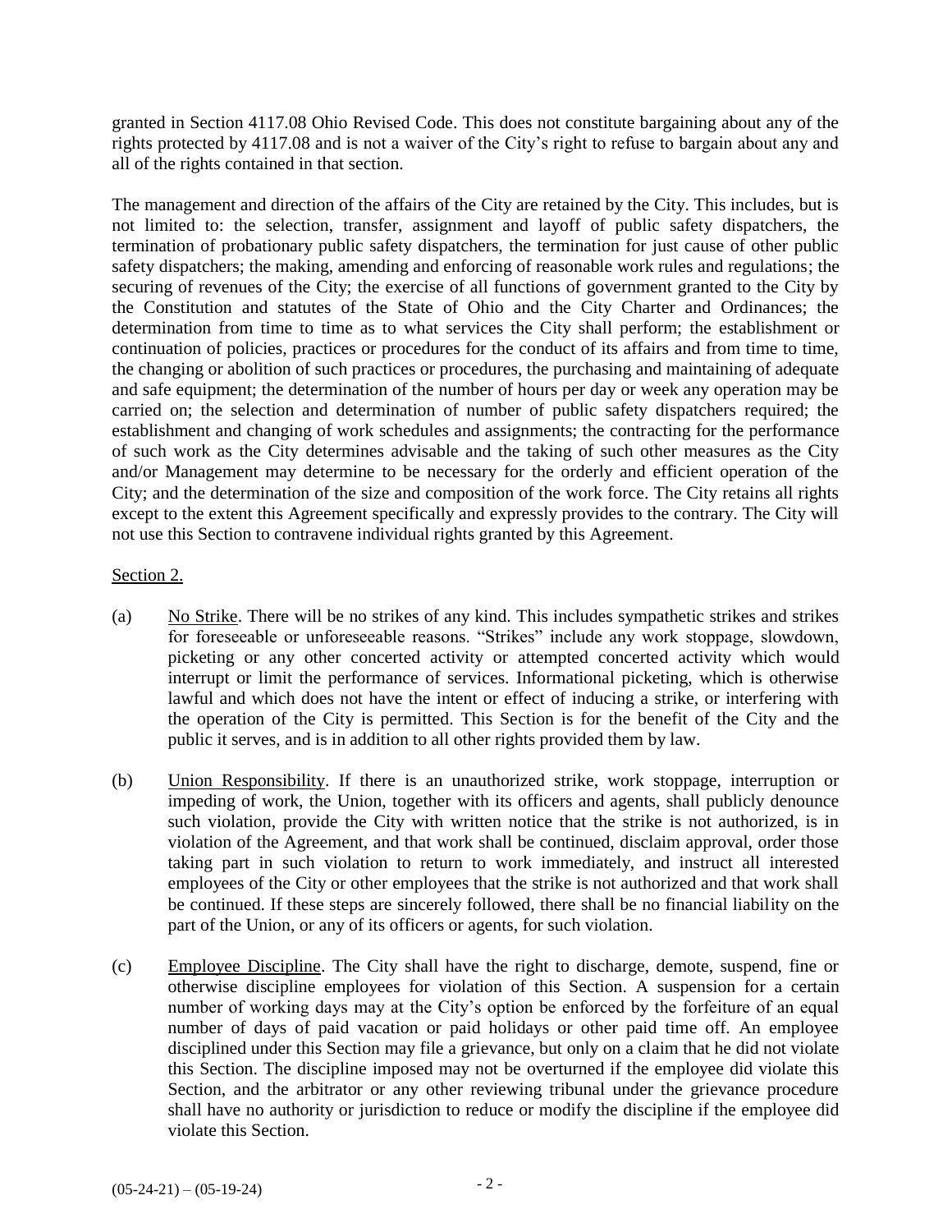granted in Section 4117.08 Ohio Revised Code. This does not constitute bargaining about any of the rights protected by 4117.08 and is not a waiver of the City's right to refuse to bargain about any and all of the rights contained in that section.

The management and direction of the affairs of the City are retained by the City. This includes, but is not limited to: the selection, transfer, assignment and layoff of public safety dispatchers, the termination of probationary public safety dispatchers, the termination for just cause of other public safety dispatchers; the making, amending and enforcing of reasonable work rules and regulations; the securing of revenues of the City; the exercise of all functions of government granted to the City by the Constitution and statutes of the State of Ohio and the City Charter and Ordinances; the determination from time to time as to what services the City shall perform; the establishment or continuation of policies, practices or procedures for the conduct of its affairs and from time to time, the changing or abolition of such practices or procedures, the purchasing and maintaining of adequate and safe equipment; the determination of the number of hours per day or week any operation may be carried on; the selection and determination of number of public safety dispatchers required; the establishment and changing of work schedules and assignments; the contracting for the performance of such work as the City determines advisable and the taking of such other measures as the City and/or Management may determine to be necessary for the orderly and efficient operation of the City; and the determination of the size and composition of the work force. The City retains all rights except to the extent this Agreement specifically and expressly provides to the contrary. The City will not use this Section to contravene individual rights granted by this Agreement.

Section 2.

(a) No Strike. There will be no strikes of any kind. This includes sympathetic strikes and strikes for foreseeable or unforeseeable reasons. "Strikes" include any work stoppage, slowdown, picketing or any other concerted activity or attempted concerted activity which would interrupt or limit the performance of services. Informational picketing, which is otherwise lawful and which does not have the intent or effect of inducing a strike, or interfering with the operation of the City is permitted. This Section is for the benefit of the City and the public it serves, and is in addition to all other rights provided them by law.

(b) Union Responsibility. If there is an unauthorized strike, work stoppage, interruption or impeding of work, the Union, together with its officers and agents, shall publicly denounce such violation, provide the City with written notice that the strike is not authorized, is in violation of the Agreement, and that work shall be continued, disclaim approval, order those taking part in such violation to return to work immediately, and instruct all interested employees of the City or other employees that the strike is not authorized and that work shall be continued. If these steps are sincerely followed, there shall be no financial liability on the part of the Union, or any of its officers or agents, for such violation.

(c) Employee Discipline. The City shall have the right to discharge, demote, suspend, fine or otherwise discipline employees for violation of this Section. A suspension for a certain number of working days may at the City's option be enforced by the forfeiture of an equal number of days of paid vacation or paid holidays or other paid time off. An employee disciplined under this Section may file a grievance, but only on a claim that he did not violate this Section. The discipline imposed may not be overturned if the employee did violate this Section, and the arbitrator or any other reviewing tribunal under the grievance procedure shall have no authority or jurisdiction to reduce or modify the discipline if the employee did violate this Section.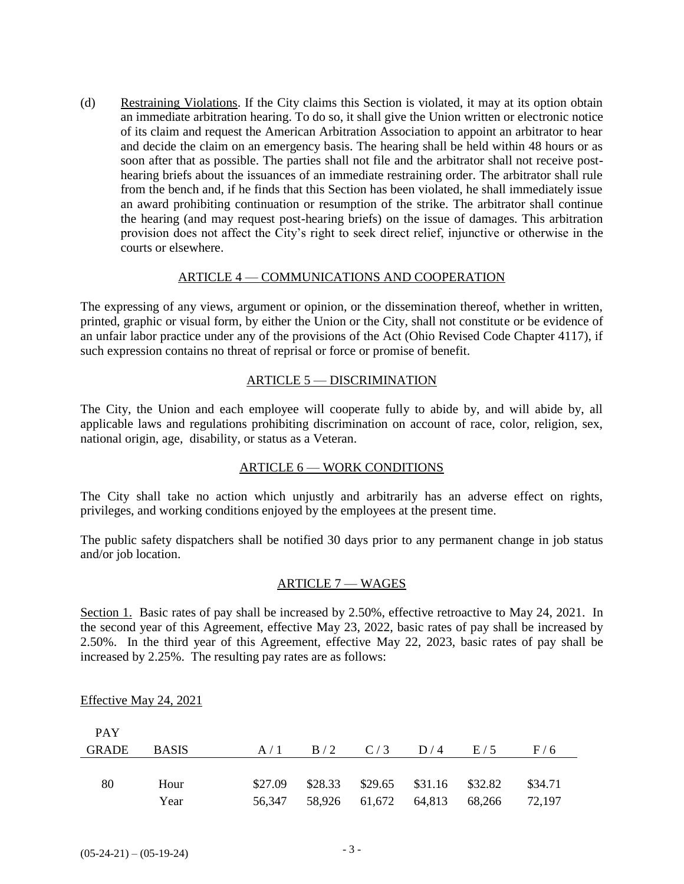(d) Restraining Violations. If the City claims this Section is violated, it may at its option obtain an immediate arbitration hearing. To do so, it shall give the Union written or electronic notice of its claim and request the American Arbitration Association to appoint an arbitrator to hear and decide the claim on an emergency basis. The hearing shall be held within 48 hours or as soon after that as possible. The parties shall not file and the arbitrator shall not receive post-hearing briefs about the issuances of an immediate restraining order. The arbitrator shall rule from the bench and, if he finds that this Section has been violated, he shall immediately issue an award prohibiting continuation or resumption of the strike. The arbitrator shall continue the hearing (and may request post-hearing briefs) on the issue of damages. This arbitration provision does not affect the City's right to seek direct relief, injunctive or otherwise in the courts or elsewhere.

## ARTICLE 4 — COMMUNICATIONS AND COOPERATION

The expressing of any views, argument or opinion, or the dissemination thereof, whether in written, printed, graphic or visual form, by either the Union or the City, shall not constitute or be evidence of an unfair labor practice under any of the provisions of the Act (Ohio Revised Code Chapter 4117), if such expression contains no threat of reprisal or force or promise of benefit.

## ARTICLE 5 — DISCRIMINATION

The City, the Union and each employee will cooperate fully to abide by, and will abide by, all applicable laws and regulations prohibiting discrimination on account of race, color, religion, sex, national origin, age, disability, or status as a Veteran.

## ARTICLE 6 — WORK CONDITIONS

The City shall take no action which unjustly and arbitrarily has an adverse effect on rights, privileges, and working conditions enjoyed by the employees at the present time.

The public safety dispatchers shall be notified 30 days prior to any permanent change in job status and/or job location.

## ARTICLE 7 — WAGES

Section 1. Basic rates of pay shall be increased by 2.50%, effective retroactive to May 24, 2021. In the second year of this Agreement, effective May 23, 2022, basic rates of pay shall be increased by 2.50%. In the third year of this Agreement, effective May 22, 2023, basic rates of pay shall be increased by 2.25%. The resulting pay rates are as follows:

Effective May 24, 2021

| PAY GRADE | BASIS | A / 1 | B / 2 | C / 3 | D / 4 | E / 5 | F / 6 |
|---|---|---|---|---|---|---|---|
| 80 | Hour | $27.09 | $28.33 | $29.65 | $31.16 | $32.82 | $34.71 |
| | Year | 56,347 | 58,926 | 61,672 | 64,813 | 68,266 | 72,197 |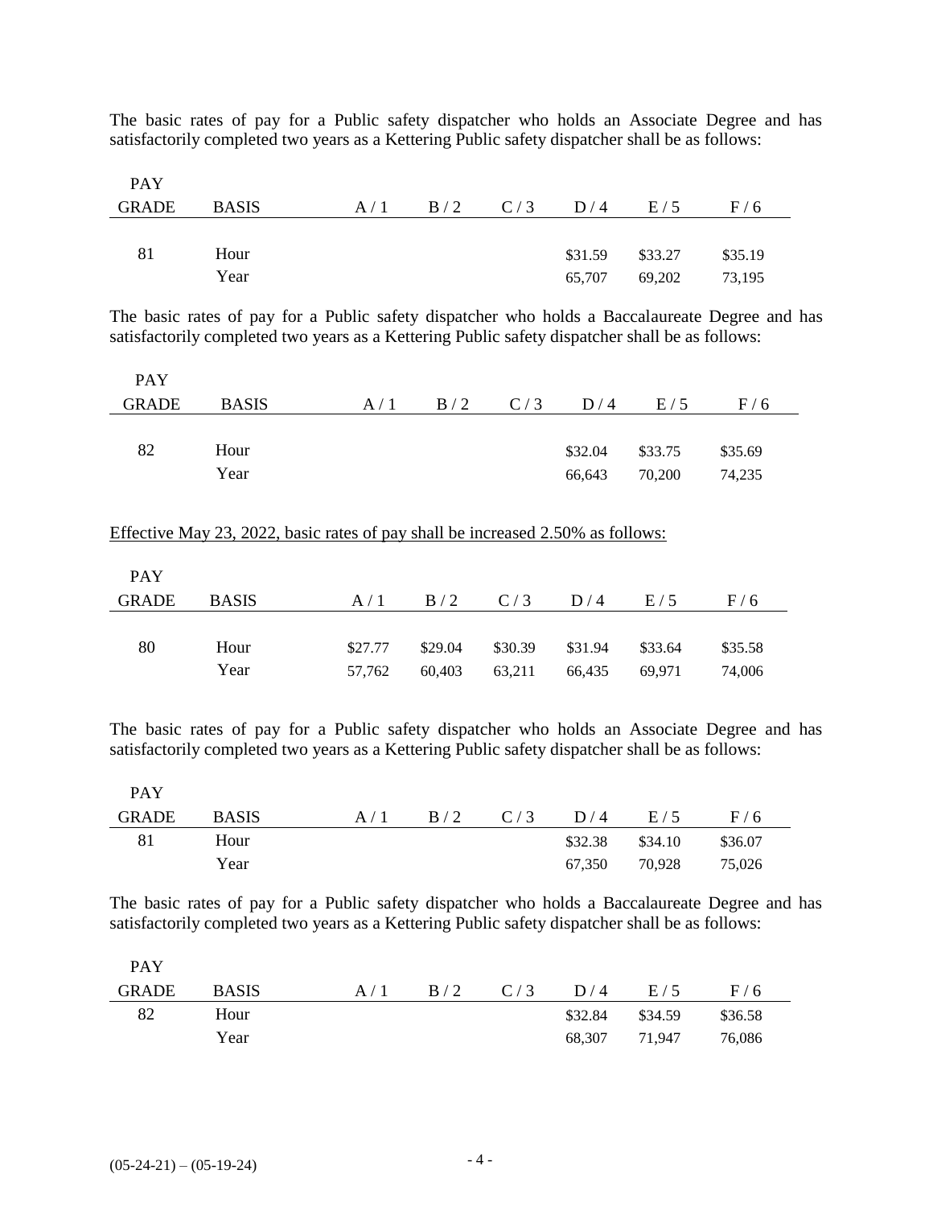The basic rates of pay for a Public safety dispatcher who holds an Associate Degree and has satisfactorily completed two years as a Kettering Public safety dispatcher shall be as follows:

| PAY GRADE | BASIS | A / 1 | B / 2 | C / 3 | D / 4 | E / 5 | F / 6 |
|---|---|---|---|---|---|---|---|
| 81 | Hour | | | | $31.59 | $33.27 | $35.19 |
| | Year | | | | 65,707 | 69,202 | 73,195 |

The basic rates of pay for a Public safety dispatcher who holds a Baccalaureate Degree and has satisfactorily completed two years as a Kettering Public safety dispatcher shall be as follows:

| PAY GRADE | BASIS | A / 1 | B / 2 | C / 3 | D / 4 | E / 5 | F / 6 |
|---|---|---|---|---|---|---|---|
| 82 | Hour | | | | $32.04 | $33.75 | $35.69 |
| | Year | | | | 66,643 | 70,200 | 74,235 |

Effective May 23, 2022, basic rates of pay shall be increased 2.50% as follows:

| PAY GRADE | BASIS | A / 1 | B / 2 | C / 3 | D / 4 | E / 5 | F / 6 |
|---|---|---|---|---|---|---|---|
| 80 | Hour | $27.77 | $29.04 | $30.39 | $31.94 | $33.64 | $35.58 |
| | Year | 57,762 | 60,403 | 63,211 | 66,435 | 69,971 | 74,006 |

The basic rates of pay for a Public safety dispatcher who holds an Associate Degree and has satisfactorily completed two years as a Kettering Public safety dispatcher shall be as follows:

| PAY GRADE | BASIS | A / 1 | B / 2 | C / 3 | D / 4 | E / 5 | F / 6 |
|---|---|---|---|---|---|---|---|
| 81 | Hour | | | | $32.38 | $34.10 | $36.07 |
| | Year | | | | 67,350 | 70,928 | 75,026 |

The basic rates of pay for a Public safety dispatcher who holds a Baccalaureate Degree and has satisfactorily completed two years as a Kettering Public safety dispatcher shall be as follows:

| PAY GRADE | BASIS | A / 1 | B / 2 | C / 3 | D / 4 | E / 5 | F / 6 |
|---|---|---|---|---|---|---|---|
| 82 | Hour | | | | $32.84 | $34.59 | $36.58 |
| | Year | | | | 68,307 | 71,947 | 76,086 |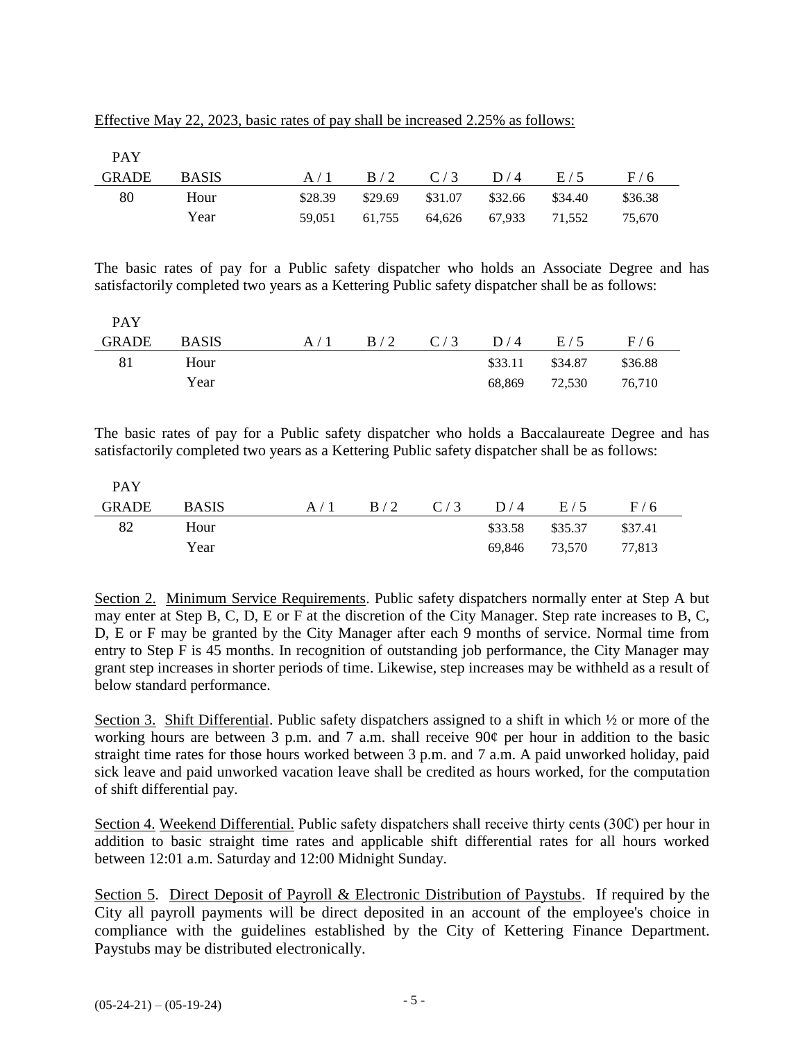Effective May 22, 2023, basic rates of pay shall be increased 2.25% as follows:

| PAY GRADE | BASIS | A / 1 | B / 2 | C / 3 | D / 4 | E / 5 | F / 6 |
|---|---|---|---|---|---|---|---|
| 80 | Hour | $28.39 | $29.69 | $31.07 | $32.66 | $34.40 | $36.38 |
| | Year | 59,051 | 61,755 | 64,626 | 67,933 | 71,552 | 75,670 |

The basic rates of pay for a Public safety dispatcher who holds an Associate Degree and has satisfactorily completed two years as a Kettering Public safety dispatcher shall be as follows:

| PAY GRADE | BASIS | A / 1 | B / 2 | C / 3 | D / 4 | E / 5 | F / 6 |
|---|---|---|---|---|---|---|---|
| 81 | Hour | | | | $33.11 | $34.87 | $36.88 |
| | Year | | | | 68,869 | 72,530 | 76,710 |

The basic rates of pay for a Public safety dispatcher who holds a Baccalaureate Degree and has satisfactorily completed two years as a Kettering Public safety dispatcher shall be as follows:

| PAY GRADE | BASIS | A / 1 | B / 2 | C / 3 | D / 4 | E / 5 | F / 6 |
|---|---|---|---|---|---|---|---|
| 82 | Hour | | | | $33.58 | $35.37 | $37.41 |
| | Year | | | | 69,846 | 73,570 | 77,813 |

Section 2. Minimum Service Requirements. Public safety dispatchers normally enter at Step A but may enter at Step B, C, D, E or F at the discretion of the City Manager. Step rate increases to B, C, D, E or F may be granted by the City Manager after each 9 months of service. Normal time from entry to Step F is 45 months. In recognition of outstanding job performance, the City Manager may grant step increases in shorter periods of time. Likewise, step increases may be withheld as a result of below standard performance.

Section 3. Shift Differential. Public safety dispatchers assigned to a shift in which ½ or more of the working hours are between 3 p.m. and 7 a.m. shall receive 90¢ per hour in addition to the basic straight time rates for those hours worked between 3 p.m. and 7 a.m. A paid unworked holiday, paid sick leave and paid unworked vacation leave shall be credited as hours worked, for the computation of shift differential pay.

Section 4. Weekend Differential. Public safety dispatchers shall receive thirty cents (30₵) per hour in addition to basic straight time rates and applicable shift differential rates for all hours worked between 12:01 a.m. Saturday and 12:00 Midnight Sunday.

Section 5. Direct Deposit of Payroll & Electronic Distribution of Paystubs. If required by the City all payroll payments will be direct deposited in an account of the employee's choice in compliance with the guidelines established by the City of Kettering Finance Department. Paystubs may be distributed electronically.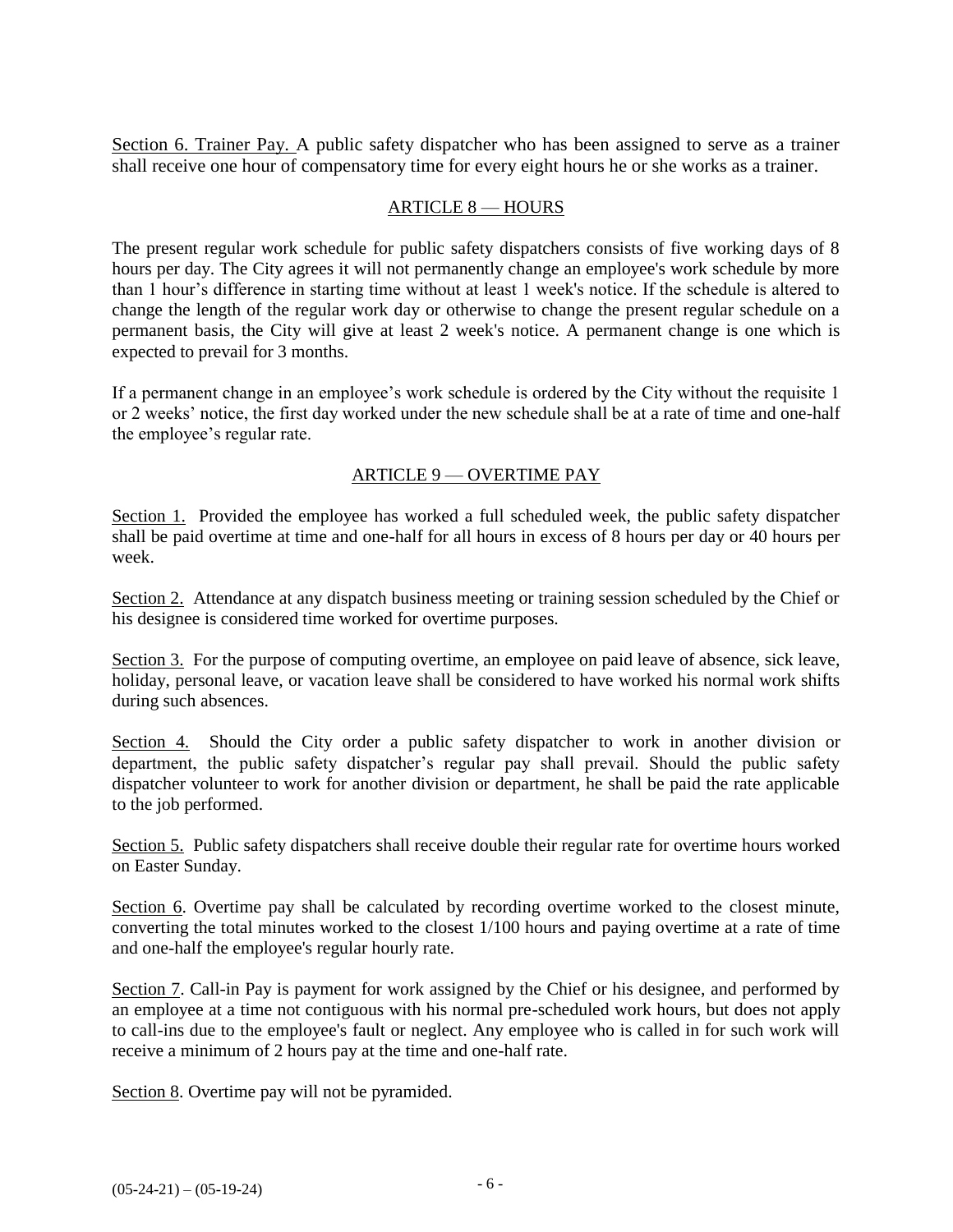Section 6. Trainer Pay. A public safety dispatcher who has been assigned to serve as a trainer shall receive one hour of compensatory time for every eight hours he or she works as a trainer.

## ARTICLE 8 — HOURS

The present regular work schedule for public safety dispatchers consists of five working days of 8 hours per day. The City agrees it will not permanently change an employee's work schedule by more than 1 hour's difference in starting time without at least 1 week's notice. If the schedule is altered to change the length of the regular work day or otherwise to change the present regular schedule on a permanent basis, the City will give at least 2 week's notice. A permanent change is one which is expected to prevail for 3 months.

If a permanent change in an employee's work schedule is ordered by the City without the requisite 1 or 2 weeks' notice, the first day worked under the new schedule shall be at a rate of time and one-half the employee's regular rate.

## ARTICLE 9 — OVERTIME PAY

Section 1. Provided the employee has worked a full scheduled week, the public safety dispatcher shall be paid overtime at time and one-half for all hours in excess of 8 hours per day or 40 hours per week.

Section 2. Attendance at any dispatch business meeting or training session scheduled by the Chief or his designee is considered time worked for overtime purposes.

Section 3. For the purpose of computing overtime, an employee on paid leave of absence, sick leave, holiday, personal leave, or vacation leave shall be considered to have worked his normal work shifts during such absences.

Section 4. Should the City order a public safety dispatcher to work in another division or department, the public safety dispatcher's regular pay shall prevail. Should the public safety dispatcher volunteer to work for another division or department, he shall be paid the rate applicable to the job performed.

Section 5. Public safety dispatchers shall receive double their regular rate for overtime hours worked on Easter Sunday.

Section 6. Overtime pay shall be calculated by recording overtime worked to the closest minute, converting the total minutes worked to the closest 1/100 hours and paying overtime at a rate of time and one-half the employee's regular hourly rate.

Section 7. Call-in Pay is payment for work assigned by the Chief or his designee, and performed by an employee at a time not contiguous with his normal pre-scheduled work hours, but does not apply to call-ins due to the employee's fault or neglect. Any employee who is called in for such work will receive a minimum of 2 hours pay at the time and one-half rate.

Section 8. Overtime pay will not be pyramided.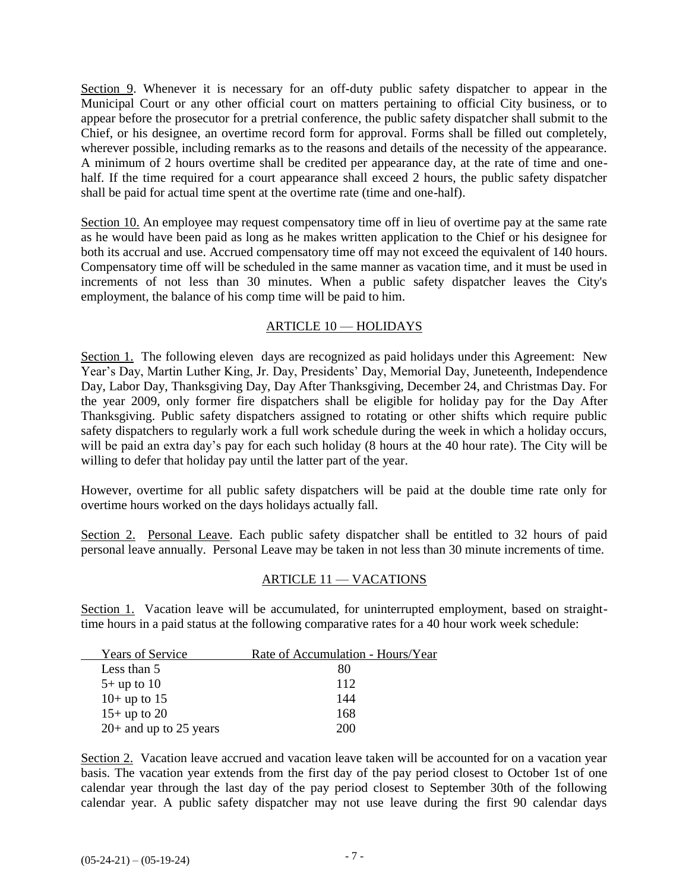Section 9. Whenever it is necessary for an off-duty public safety dispatcher to appear in the Municipal Court or any other official court on matters pertaining to official City business, or to appear before the prosecutor for a pretrial conference, the public safety dispatcher shall submit to the Chief, or his designee, an overtime record form for approval. Forms shall be filled out completely, wherever possible, including remarks as to the reasons and details of the necessity of the appearance. A minimum of 2 hours overtime shall be credited per appearance day, at the rate of time and one-half. If the time required for a court appearance shall exceed 2 hours, the public safety dispatcher shall be paid for actual time spent at the overtime rate (time and one-half).

Section 10. An employee may request compensatory time off in lieu of overtime pay at the same rate as he would have been paid as long as he makes written application to the Chief or his designee for both its accrual and use. Accrued compensatory time off may not exceed the equivalent of 140 hours. Compensatory time off will be scheduled in the same manner as vacation time, and it must be used in increments of not less than 30 minutes. When a public safety dispatcher leaves the City's employment, the balance of his comp time will be paid to him.

## ARTICLE 10 — HOLIDAYS

Section 1. The following eleven days are recognized as paid holidays under this Agreement: New Year's Day, Martin Luther King, Jr. Day, Presidents' Day, Memorial Day, Juneteenth, Independence Day, Labor Day, Thanksgiving Day, Day After Thanksgiving, December 24, and Christmas Day. For the year 2009, only former fire dispatchers shall be eligible for holiday pay for the Day After Thanksgiving. Public safety dispatchers assigned to rotating or other shifts which require public safety dispatchers to regularly work a full work schedule during the week in which a holiday occurs, will be paid an extra day's pay for each such holiday (8 hours at the 40 hour rate). The City will be willing to defer that holiday pay until the latter part of the year.

However, overtime for all public safety dispatchers will be paid at the double time rate only for overtime hours worked on the days holidays actually fall.

Section 2. Personal Leave. Each public safety dispatcher shall be entitled to 32 hours of paid personal leave annually. Personal Leave may be taken in not less than 30 minute increments of time.

## ARTICLE 11 — VACATIONS

Section 1. Vacation leave will be accumulated, for uninterrupted employment, based on straight-time hours in a paid status at the following comparative rates for a 40 hour work week schedule:

| Years of Service | Rate of Accumulation - Hours/Year |
|---|---|
| Less than 5 | 80 |
| 5+ up to 10 | 112 |
| 10+ up to 15 | 144 |
| 15+ up to 20 | 168 |
| 20+ and up to 25 years | 200 |

Section 2. Vacation leave accrued and vacation leave taken will be accounted for on a vacation year basis. The vacation year extends from the first day of the pay period closest to October 1st of one calendar year through the last day of the pay period closest to September 30th of the following calendar year. A public safety dispatcher may not use leave during the first 90 calendar days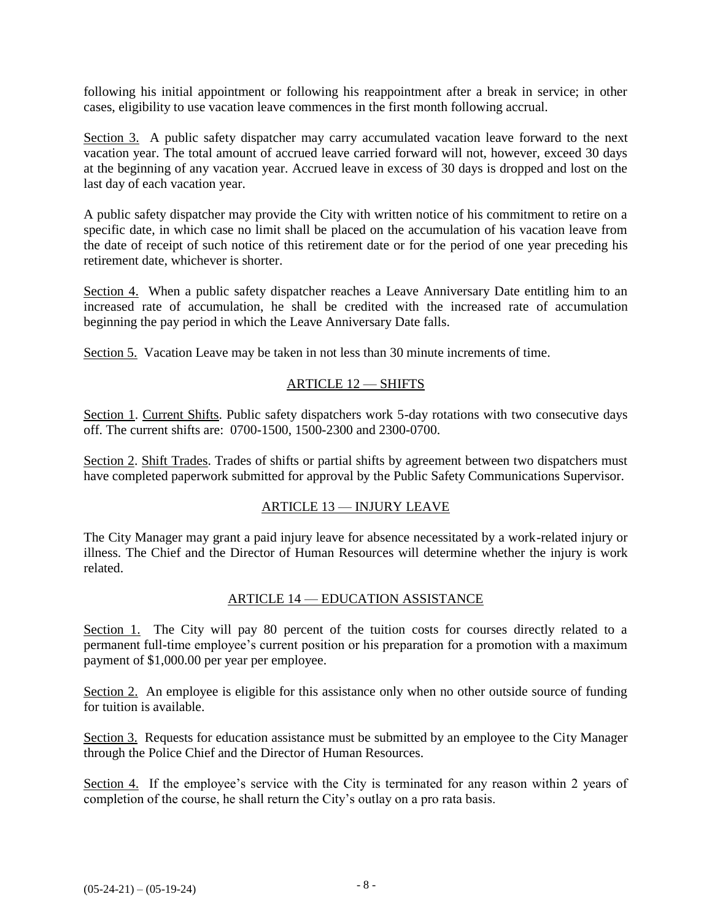following his initial appointment or following his reappointment after a break in service; in other cases, eligibility to use vacation leave commences in the first month following accrual.

Section 3. A public safety dispatcher may carry accumulated vacation leave forward to the next vacation year. The total amount of accrued leave carried forward will not, however, exceed 30 days at the beginning of any vacation year. Accrued leave in excess of 30 days is dropped and lost on the last day of each vacation year.

A public safety dispatcher may provide the City with written notice of his commitment to retire on a specific date, in which case no limit shall be placed on the accumulation of his vacation leave from the date of receipt of such notice of this retirement date or for the period of one year preceding his retirement date, whichever is shorter.

Section 4. When a public safety dispatcher reaches a Leave Anniversary Date entitling him to an increased rate of accumulation, he shall be credited with the increased rate of accumulation beginning the pay period in which the Leave Anniversary Date falls.

Section 5. Vacation Leave may be taken in not less than 30 minute increments of time.

## ARTICLE 12 — SHIFTS

Section 1. Current Shifts. Public safety dispatchers work 5-day rotations with two consecutive days off. The current shifts are: 0700-1500, 1500-2300 and 2300-0700.

Section 2. Shift Trades. Trades of shifts or partial shifts by agreement between two dispatchers must have completed paperwork submitted for approval by the Public Safety Communications Supervisor.

## ARTICLE 13 — INJURY LEAVE

The City Manager may grant a paid injury leave for absence necessitated by a work-related injury or illness. The Chief and the Director of Human Resources will determine whether the injury is work related.

## ARTICLE 14 — EDUCATION ASSISTANCE

Section 1. The City will pay 80 percent of the tuition costs for courses directly related to a permanent full-time employee's current position or his preparation for a promotion with a maximum payment of $1,000.00 per year per employee.

Section 2. An employee is eligible for this assistance only when no other outside source of funding for tuition is available.

Section 3. Requests for education assistance must be submitted by an employee to the City Manager through the Police Chief and the Director of Human Resources.

Section 4. If the employee's service with the City is terminated for any reason within 2 years of completion of the course, he shall return the City's outlay on a pro rata basis.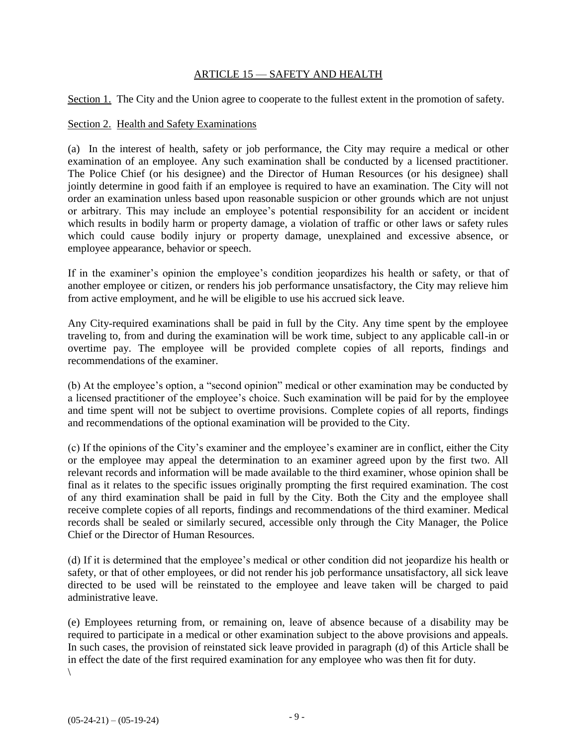## ARTICLE 15 — SAFETY AND HEALTH

Section 1. The City and the Union agree to cooperate to the fullest extent in the promotion of safety.

Section 2. Health and Safety Examinations

(a) In the interest of health, safety or job performance, the City may require a medical or other examination of an employee. Any such examination shall be conducted by a licensed practitioner. The Police Chief (or his designee) and the Director of Human Resources (or his designee) shall jointly determine in good faith if an employee is required to have an examination. The City will not order an examination unless based upon reasonable suspicion or other grounds which are not unjust or arbitrary. This may include an employee's potential responsibility for an accident or incident which results in bodily harm or property damage, a violation of traffic or other laws or safety rules which could cause bodily injury or property damage, unexplained and excessive absence, or employee appearance, behavior or speech.

If in the examiner's opinion the employee's condition jeopardizes his health or safety, or that of another employee or citizen, or renders his job performance unsatisfactory, the City may relieve him from active employment, and he will be eligible to use his accrued sick leave.

Any City-required examinations shall be paid in full by the City. Any time spent by the employee traveling to, from and during the examination will be work time, subject to any applicable call-in or overtime pay. The employee will be provided complete copies of all reports, findings and recommendations of the examiner.

(b) At the employee's option, a "second opinion" medical or other examination may be conducted by a licensed practitioner of the employee's choice. Such examination will be paid for by the employee and time spent will not be subject to overtime provisions. Complete copies of all reports, findings and recommendations of the optional examination will be provided to the City.

(c) If the opinions of the City's examiner and the employee's examiner are in conflict, either the City or the employee may appeal the determination to an examiner agreed upon by the first two. All relevant records and information will be made available to the third examiner, whose opinion shall be final as it relates to the specific issues originally prompting the first required examination. The cost of any third examination shall be paid in full by the City. Both the City and the employee shall receive complete copies of all reports, findings and recommendations of the third examiner. Medical records shall be sealed or similarly secured, accessible only through the City Manager, the Police Chief or the Director of Human Resources.

(d) If it is determined that the employee's medical or other condition did not jeopardize his health or safety, or that of other employees, or did not render his job performance unsatisfactory, all sick leave directed to be used will be reinstated to the employee and leave taken will be charged to paid administrative leave.

(e) Employees returning from, or remaining on, leave of absence because of a disability may be required to participate in a medical or other examination subject to the above provisions and appeals. In such cases, the provision of reinstated sick leave provided in paragraph (d) of this Article shall be in effect the date of the first required examination for any employee who was then fit for duty.

\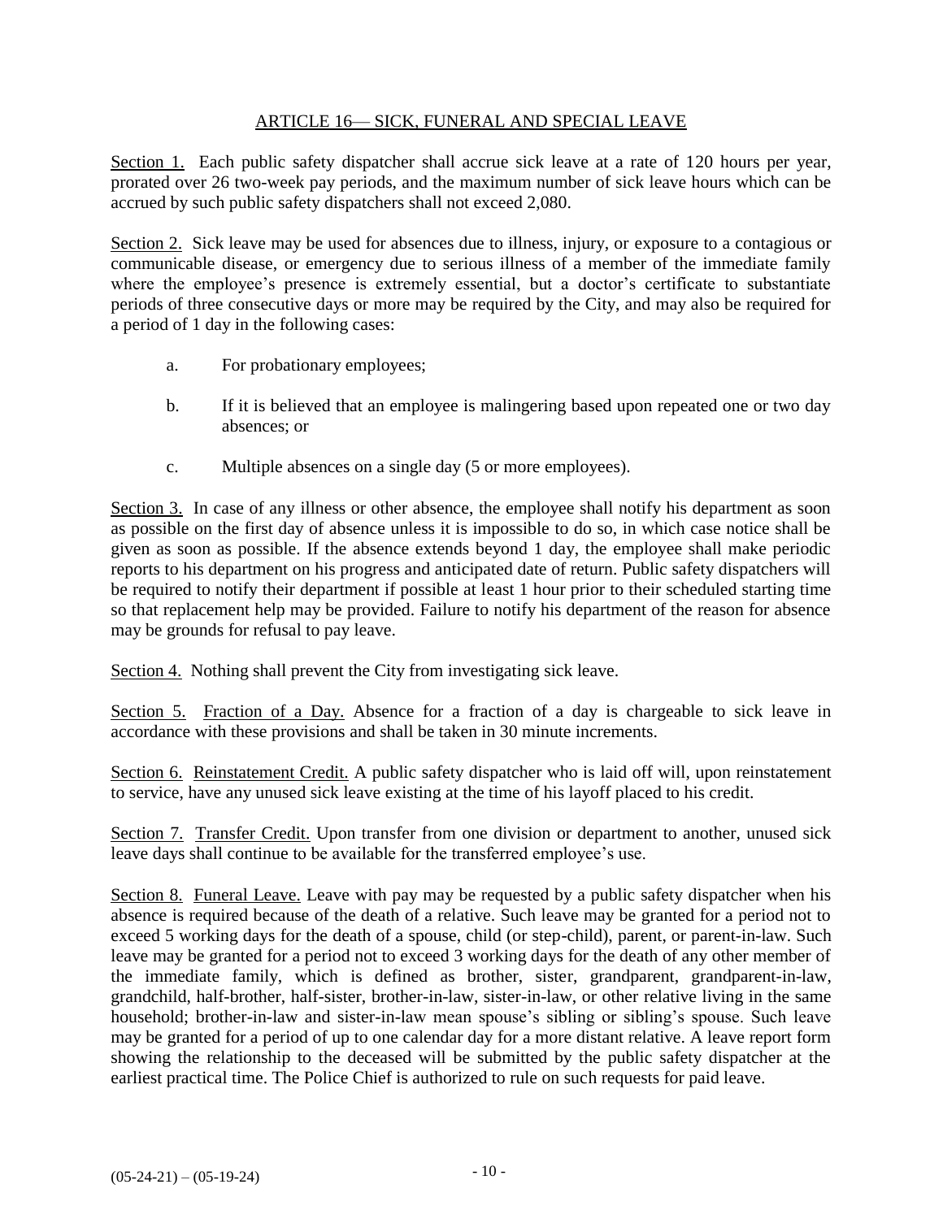## ARTICLE 16— SICK, FUNERAL AND SPECIAL LEAVE

Section 1. Each public safety dispatcher shall accrue sick leave at a rate of 120 hours per year, prorated over 26 two-week pay periods, and the maximum number of sick leave hours which can be accrued by such public safety dispatchers shall not exceed 2,080.

Section 2. Sick leave may be used for absences due to illness, injury, or exposure to a contagious or communicable disease, or emergency due to serious illness of a member of the immediate family where the employee's presence is extremely essential, but a doctor's certificate to substantiate periods of three consecutive days or more may be required by the City, and may also be required for a period of 1 day in the following cases:

a. For probationary employees;

b. If it is believed that an employee is malingering based upon repeated one or two day absences; or

c. Multiple absences on a single day (5 or more employees).

Section 3. In case of any illness or other absence, the employee shall notify his department as soon as possible on the first day of absence unless it is impossible to do so, in which case notice shall be given as soon as possible. If the absence extends beyond 1 day, the employee shall make periodic reports to his department on his progress and anticipated date of return. Public safety dispatchers will be required to notify their department if possible at least 1 hour prior to their scheduled starting time so that replacement help may be provided. Failure to notify his department of the reason for absence may be grounds for refusal to pay leave.

Section 4. Nothing shall prevent the City from investigating sick leave.

Section 5. Fraction of a Day. Absence for a fraction of a day is chargeable to sick leave in accordance with these provisions and shall be taken in 30 minute increments.

Section 6. Reinstatement Credit. A public safety dispatcher who is laid off will, upon reinstatement to service, have any unused sick leave existing at the time of his layoff placed to his credit.

Section 7. Transfer Credit. Upon transfer from one division or department to another, unused sick leave days shall continue to be available for the transferred employee's use.

Section 8. Funeral Leave. Leave with pay may be requested by a public safety dispatcher when his absence is required because of the death of a relative. Such leave may be granted for a period not to exceed 5 working days for the death of a spouse, child (or step-child), parent, or parent-in-law. Such leave may be granted for a period not to exceed 3 working days for the death of any other member of the immediate family, which is defined as brother, sister, grandparent, grandparent-in-law, grandchild, half-brother, half-sister, brother-in-law, sister-in-law, or other relative living in the same household; brother-in-law and sister-in-law mean spouse's sibling or sibling's spouse. Such leave may be granted for a period of up to one calendar day for a more distant relative. A leave report form showing the relationship to the deceased will be submitted by the public safety dispatcher at the earliest practical time. The Police Chief is authorized to rule on such requests for paid leave.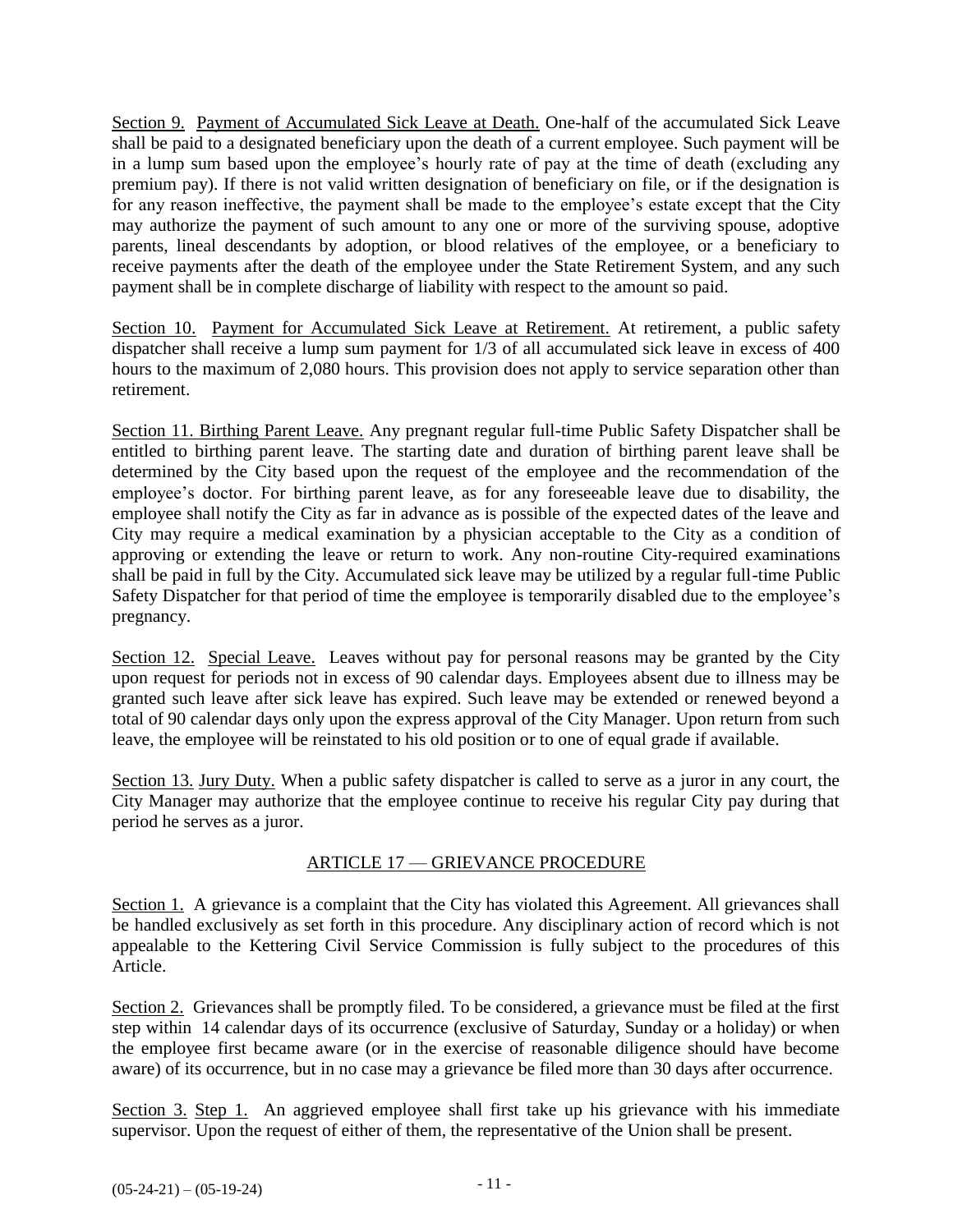<u>Section 9.</u> <u>Payment of Accumulated Sick Leave at Death.</u> One-half of the accumulated Sick Leave shall be paid to a designated beneficiary upon the death of a current employee. Such payment will be in a lump sum based upon the employee's hourly rate of pay at the time of death (excluding any premium pay). If there is not valid written designation of beneficiary on file, or if the designation is for any reason ineffective, the payment shall be made to the employee's estate except that the City may authorize the payment of such amount to any one or more of the surviving spouse, adoptive parents, lineal descendants by adoption, or blood relatives of the employee, or a beneficiary to receive payments after the death of the employee under the State Retirement System, and any such payment shall be in complete discharge of liability with respect to the amount so paid.

<u>Section 10.</u> <u>Payment for Accumulated Sick Leave at Retirement.</u> At retirement, a public safety dispatcher shall receive a lump sum payment for 1/3 of all accumulated sick leave in excess of 400 hours to the maximum of 2,080 hours. This provision does not apply to service separation other than retirement.

<u>Section 11. Birthing Parent Leave.</u> Any pregnant regular full-time Public Safety Dispatcher shall be entitled to birthing parent leave. The starting date and duration of birthing parent leave shall be determined by the City based upon the request of the employee and the recommendation of the employee's doctor. For birthing parent leave, as for any foreseeable leave due to disability, the employee shall notify the City as far in advance as is possible of the expected dates of the leave and City may require a medical examination by a physician acceptable to the City as a condition of approving or extending the leave or return to work. Any non-routine City-required examinations shall be paid in full by the City. Accumulated sick leave may be utilized by a regular full-time Public Safety Dispatcher for that period of time the employee is temporarily disabled due to the employee's pregnancy.

<u>Section 12.</u> <u>Special Leave.</u> Leaves without pay for personal reasons may be granted by the City upon request for periods not in excess of 90 calendar days. Employees absent due to illness may be granted such leave after sick leave has expired. Such leave may be extended or renewed beyond a total of 90 calendar days only upon the express approval of the City Manager. Upon return from such leave, the employee will be reinstated to his old position or to one of equal grade if available.

<u>Section 13.</u> <u>Jury Duty.</u> When a public safety dispatcher is called to serve as a juror in any court, the City Manager may authorize that the employee continue to receive his regular City pay during that period he serves as a juror.

## ARTICLE 17 — GRIEVANCE PROCEDURE

<u>Section 1.</u> A grievance is a complaint that the City has violated this Agreement. All grievances shall be handled exclusively as set forth in this procedure. Any disciplinary action of record which is not appealable to the Kettering Civil Service Commission is fully subject to the procedures of this Article.

<u>Section 2.</u> Grievances shall be promptly filed. To be considered, a grievance must be filed at the first step within 14 calendar days of its occurrence (exclusive of Saturday, Sunday or a holiday) or when the employee first became aware (or in the exercise of reasonable diligence should have become aware) of its occurrence, but in no case may a grievance be filed more than 30 days after occurrence.

<u>Section 3.</u> <u>Step 1.</u> An aggrieved employee shall first take up his grievance with his immediate supervisor. Upon the request of either of them, the representative of the Union shall be present.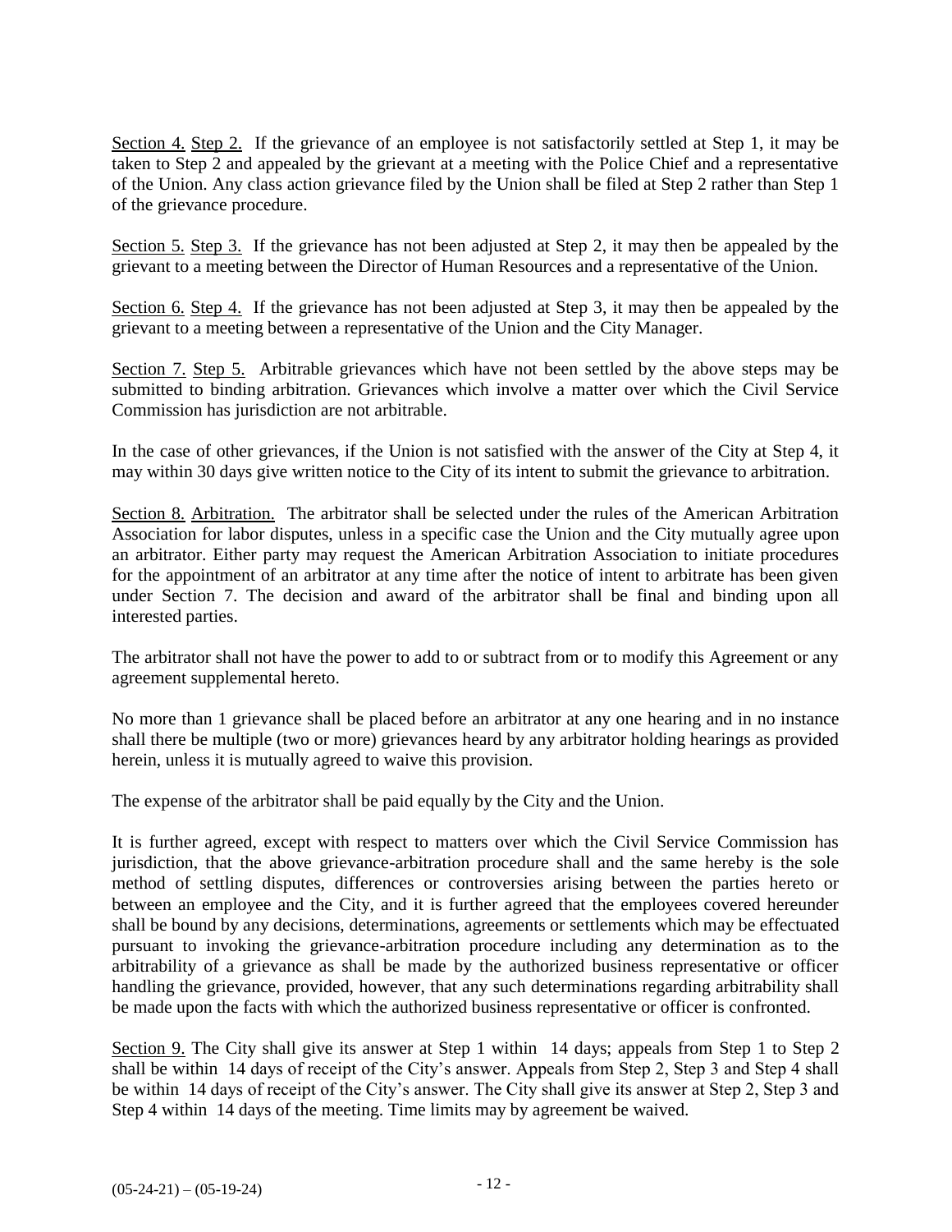Section 4. Step 2. If the grievance of an employee is not satisfactorily settled at Step 1, it may be taken to Step 2 and appealed by the grievant at a meeting with the Police Chief and a representative of the Union. Any class action grievance filed by the Union shall be filed at Step 2 rather than Step 1 of the grievance procedure.

Section 5. Step 3. If the grievance has not been adjusted at Step 2, it may then be appealed by the grievant to a meeting between the Director of Human Resources and a representative of the Union.

Section 6. Step 4. If the grievance has not been adjusted at Step 3, it may then be appealed by the grievant to a meeting between a representative of the Union and the City Manager.

Section 7. Step 5. Arbitrable grievances which have not been settled by the above steps may be submitted to binding arbitration. Grievances which involve a matter over which the Civil Service Commission has jurisdiction are not arbitrable.

In the case of other grievances, if the Union is not satisfied with the answer of the City at Step 4, it may within 30 days give written notice to the City of its intent to submit the grievance to arbitration.

Section 8. Arbitration. The arbitrator shall be selected under the rules of the American Arbitration Association for labor disputes, unless in a specific case the Union and the City mutually agree upon an arbitrator. Either party may request the American Arbitration Association to initiate procedures for the appointment of an arbitrator at any time after the notice of intent to arbitrate has been given under Section 7. The decision and award of the arbitrator shall be final and binding upon all interested parties.

The arbitrator shall not have the power to add to or subtract from or to modify this Agreement or any agreement supplemental hereto.

No more than 1 grievance shall be placed before an arbitrator at any one hearing and in no instance shall there be multiple (two or more) grievances heard by any arbitrator holding hearings as provided herein, unless it is mutually agreed to waive this provision.

The expense of the arbitrator shall be paid equally by the City and the Union.

It is further agreed, except with respect to matters over which the Civil Service Commission has jurisdiction, that the above grievance-arbitration procedure shall and the same hereby is the sole method of settling disputes, differences or controversies arising between the parties hereto or between an employee and the City, and it is further agreed that the employees covered hereunder shall be bound by any decisions, determinations, agreements or settlements which may be effectuated pursuant to invoking the grievance-arbitration procedure including any determination as to the arbitrability of a grievance as shall be made by the authorized business representative or officer handling the grievance, provided, however, that any such determinations regarding arbitrability shall be made upon the facts with which the authorized business representative or officer is confronted.

Section 9. The City shall give its answer at Step 1 within 14 days; appeals from Step 1 to Step 2 shall be within 14 days of receipt of the City's answer. Appeals from Step 2, Step 3 and Step 4 shall be within 14 days of receipt of the City's answer. The City shall give its answer at Step 2, Step 3 and Step 4 within 14 days of the meeting. Time limits may by agreement be waived.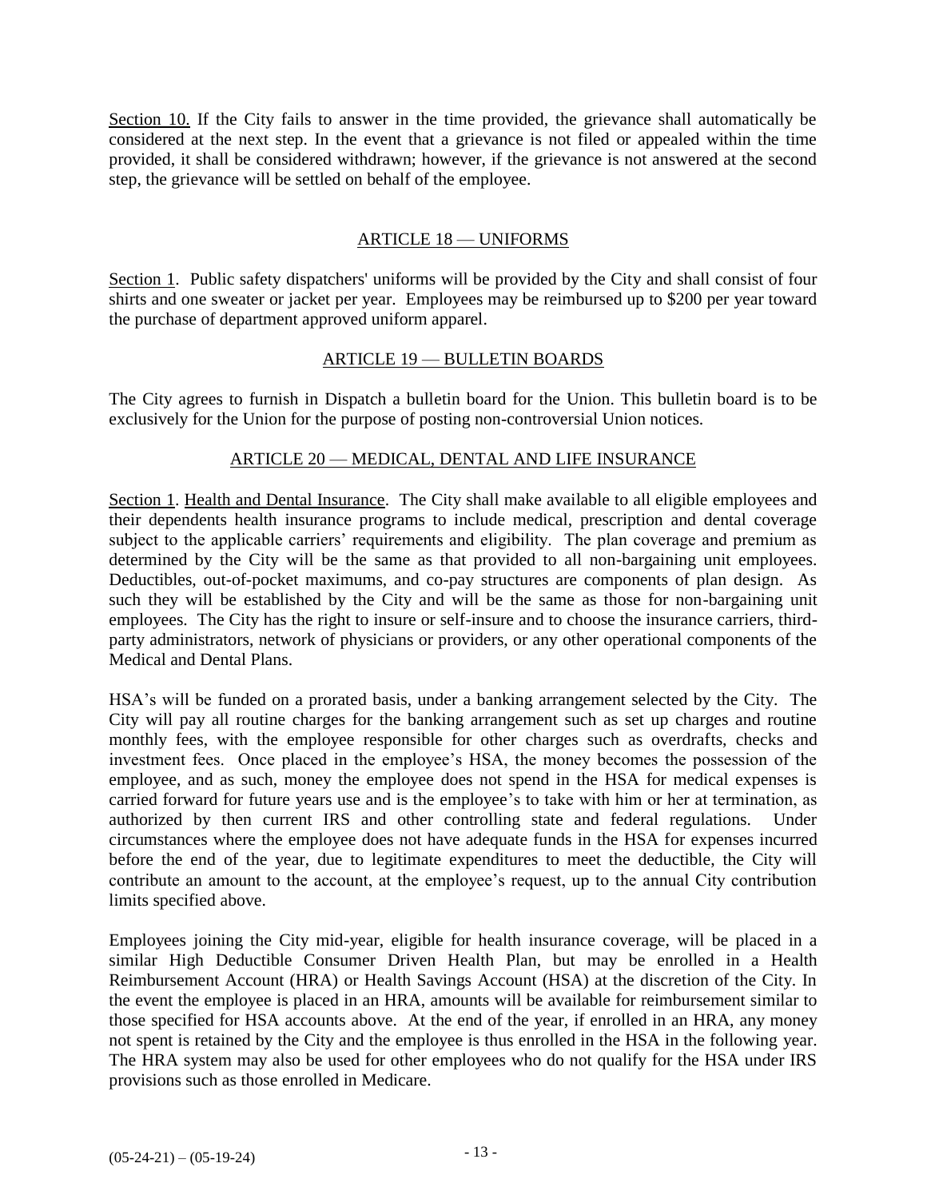Section 10. If the City fails to answer in the time provided, the grievance shall automatically be considered at the next step. In the event that a grievance is not filed or appealed within the time provided, it shall be considered withdrawn; however, if the grievance is not answered at the second step, the grievance will be settled on behalf of the employee.

## ARTICLE 18 — UNIFORMS

Section 1. Public safety dispatchers' uniforms will be provided by the City and shall consist of four shirts and one sweater or jacket per year. Employees may be reimbursed up to $200 per year toward the purchase of department approved uniform apparel.

## ARTICLE 19 — BULLETIN BOARDS

The City agrees to furnish in Dispatch a bulletin board for the Union. This bulletin board is to be exclusively for the Union for the purpose of posting non-controversial Union notices.

## ARTICLE 20 — MEDICAL, DENTAL AND LIFE INSURANCE

Section 1. Health and Dental Insurance. The City shall make available to all eligible employees and their dependents health insurance programs to include medical, prescription and dental coverage subject to the applicable carriers' requirements and eligibility. The plan coverage and premium as determined by the City will be the same as that provided to all non-bargaining unit employees. Deductibles, out-of-pocket maximums, and co-pay structures are components of plan design. As such they will be established by the City and will be the same as those for non-bargaining unit employees. The City has the right to insure or self-insure and to choose the insurance carriers, third-party administrators, network of physicians or providers, or any other operational components of the Medical and Dental Plans.

HSA's will be funded on a prorated basis, under a banking arrangement selected by the City. The City will pay all routine charges for the banking arrangement such as set up charges and routine monthly fees, with the employee responsible for other charges such as overdrafts, checks and investment fees. Once placed in the employee's HSA, the money becomes the possession of the employee, and as such, money the employee does not spend in the HSA for medical expenses is carried forward for future years use and is the employee's to take with him or her at termination, as authorized by then current IRS and other controlling state and federal regulations. Under circumstances where the employee does not have adequate funds in the HSA for expenses incurred before the end of the year, due to legitimate expenditures to meet the deductible, the City will contribute an amount to the account, at the employee's request, up to the annual City contribution limits specified above.

Employees joining the City mid-year, eligible for health insurance coverage, will be placed in a similar High Deductible Consumer Driven Health Plan, but may be enrolled in a Health Reimbursement Account (HRA) or Health Savings Account (HSA) at the discretion of the City. In the event the employee is placed in an HRA, amounts will be available for reimbursement similar to those specified for HSA accounts above. At the end of the year, if enrolled in an HRA, any money not spent is retained by the City and the employee is thus enrolled in the HSA in the following year. The HRA system may also be used for other employees who do not qualify for the HSA under IRS provisions such as those enrolled in Medicare.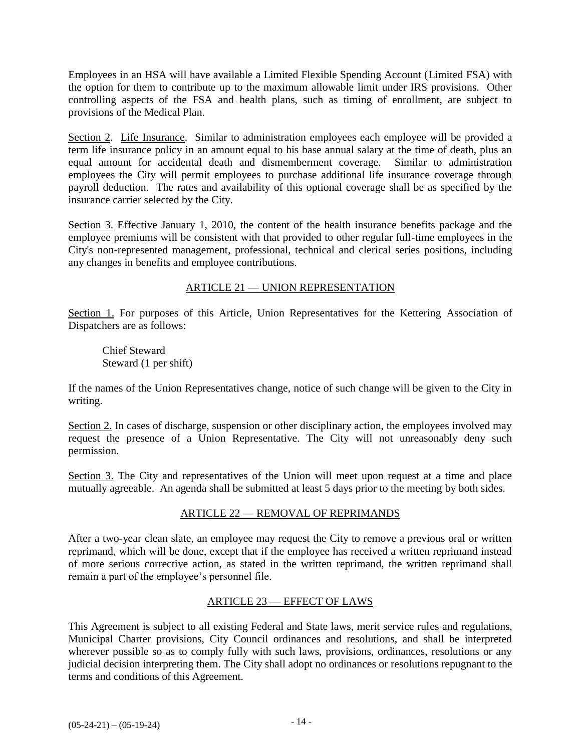Employees in an HSA will have available a Limited Flexible Spending Account (Limited FSA) with the option for them to contribute up to the maximum allowable limit under IRS provisions. Other controlling aspects of the FSA and health plans, such as timing of enrollment, are subject to provisions of the Medical Plan.

Section 2. Life Insurance. Similar to administration employees each employee will be provided a term life insurance policy in an amount equal to his base annual salary at the time of death, plus an equal amount for accidental death and dismemberment coverage. Similar to administration employees the City will permit employees to purchase additional life insurance coverage through payroll deduction. The rates and availability of this optional coverage shall be as specified by the insurance carrier selected by the City.

Section 3. Effective January 1, 2010, the content of the health insurance benefits package and the employee premiums will be consistent with that provided to other regular full-time employees in the City's non-represented management, professional, technical and clerical series positions, including any changes in benefits and employee contributions.

## ARTICLE 21 — UNION REPRESENTATION

Section 1. For purposes of this Article, Union Representatives for the Kettering Association of Dispatchers are as follows:

Chief Steward
Steward (1 per shift)

If the names of the Union Representatives change, notice of such change will be given to the City in writing.

Section 2. In cases of discharge, suspension or other disciplinary action, the employees involved may request the presence of a Union Representative. The City will not unreasonably deny such permission.

Section 3. The City and representatives of the Union will meet upon request at a time and place mutually agreeable. An agenda shall be submitted at least 5 days prior to the meeting by both sides.

## ARTICLE 22 — REMOVAL OF REPRIMANDS

After a two-year clean slate, an employee may request the City to remove a previous oral or written reprimand, which will be done, except that if the employee has received a written reprimand instead of more serious corrective action, as stated in the written reprimand, the written reprimand shall remain a part of the employee's personnel file.

## ARTICLE 23 — EFFECT OF LAWS

This Agreement is subject to all existing Federal and State laws, merit service rules and regulations, Municipal Charter provisions, City Council ordinances and resolutions, and shall be interpreted wherever possible so as to comply fully with such laws, provisions, ordinances, resolutions or any judicial decision interpreting them. The City shall adopt no ordinances or resolutions repugnant to the terms and conditions of this Agreement.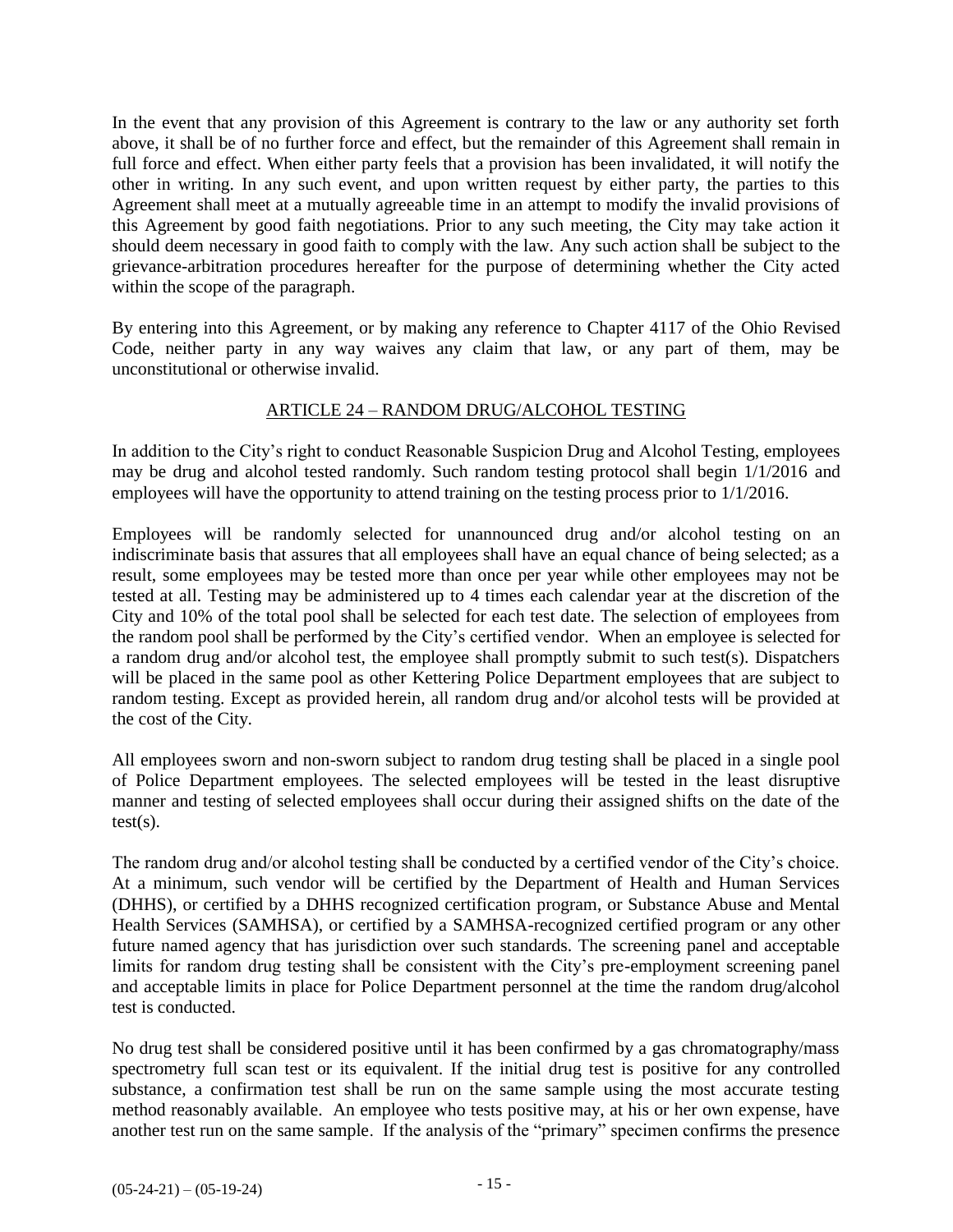In the event that any provision of this Agreement is contrary to the law or any authority set forth above, it shall be of no further force and effect, but the remainder of this Agreement shall remain in full force and effect. When either party feels that a provision has been invalidated, it will notify the other in writing. In any such event, and upon written request by either party, the parties to this Agreement shall meet at a mutually agreeable time in an attempt to modify the invalid provisions of this Agreement by good faith negotiations. Prior to any such meeting, the City may take action it should deem necessary in good faith to comply with the law. Any such action shall be subject to the grievance-arbitration procedures hereafter for the purpose of determining whether the City acted within the scope of the paragraph.

By entering into this Agreement, or by making any reference to Chapter 4117 of the Ohio Revised Code, neither party in any way waives any claim that law, or any part of them, may be unconstitutional or otherwise invalid.

## ARTICLE 24 – RANDOM DRUG/ALCOHOL TESTING

In addition to the City's right to conduct Reasonable Suspicion Drug and Alcohol Testing, employees may be drug and alcohol tested randomly. Such random testing protocol shall begin 1/1/2016 and employees will have the opportunity to attend training on the testing process prior to 1/1/2016.

Employees will be randomly selected for unannounced drug and/or alcohol testing on an indiscriminate basis that assures that all employees shall have an equal chance of being selected; as a result, some employees may be tested more than once per year while other employees may not be tested at all. Testing may be administered up to 4 times each calendar year at the discretion of the City and 10% of the total pool shall be selected for each test date. The selection of employees from the random pool shall be performed by the City's certified vendor. When an employee is selected for a random drug and/or alcohol test, the employee shall promptly submit to such test(s). Dispatchers will be placed in the same pool as other Kettering Police Department employees that are subject to random testing. Except as provided herein, all random drug and/or alcohol tests will be provided at the cost of the City.

All employees sworn and non-sworn subject to random drug testing shall be placed in a single pool of Police Department employees. The selected employees will be tested in the least disruptive manner and testing of selected employees shall occur during their assigned shifts on the date of the test(s).

The random drug and/or alcohol testing shall be conducted by a certified vendor of the City's choice. At a minimum, such vendor will be certified by the Department of Health and Human Services (DHHS), or certified by a DHHS recognized certification program, or Substance Abuse and Mental Health Services (SAMHSA), or certified by a SAMHSA-recognized certified program or any other future named agency that has jurisdiction over such standards. The screening panel and acceptable limits for random drug testing shall be consistent with the City's pre-employment screening panel and acceptable limits in place for Police Department personnel at the time the random drug/alcohol test is conducted.

No drug test shall be considered positive until it has been confirmed by a gas chromatography/mass spectrometry full scan test or its equivalent. If the initial drug test is positive for any controlled substance, a confirmation test shall be run on the same sample using the most accurate testing method reasonably available. An employee who tests positive may, at his or her own expense, have another test run on the same sample. If the analysis of the "primary" specimen confirms the presence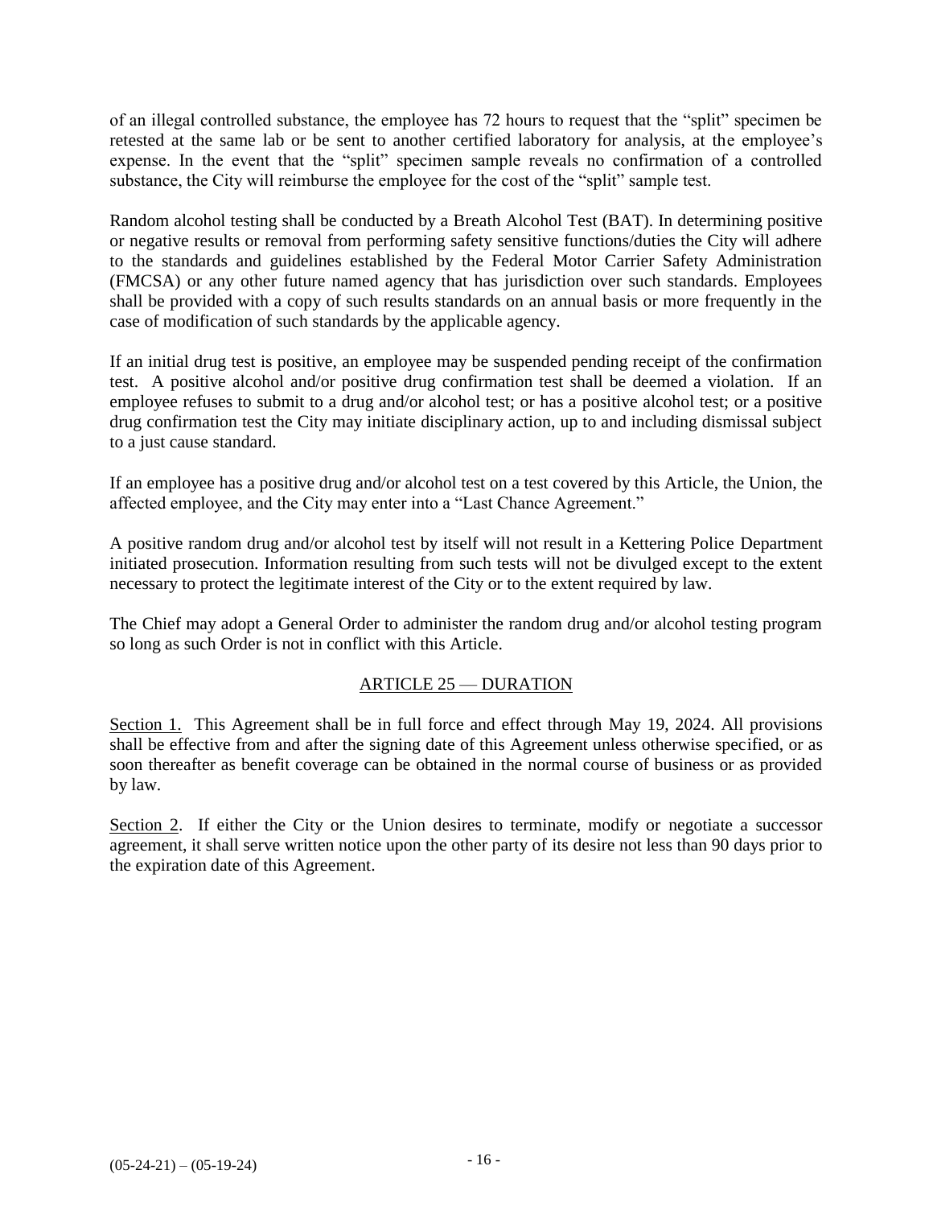of an illegal controlled substance, the employee has 72 hours to request that the "split" specimen be retested at the same lab or be sent to another certified laboratory for analysis, at the employee's expense. In the event that the "split" specimen sample reveals no confirmation of a controlled substance, the City will reimburse the employee for the cost of the "split" sample test.

Random alcohol testing shall be conducted by a Breath Alcohol Test (BAT). In determining positive or negative results or removal from performing safety sensitive functions/duties the City will adhere to the standards and guidelines established by the Federal Motor Carrier Safety Administration (FMCSA) or any other future named agency that has jurisdiction over such standards. Employees shall be provided with a copy of such results standards on an annual basis or more frequently in the case of modification of such standards by the applicable agency.

If an initial drug test is positive, an employee may be suspended pending receipt of the confirmation test. A positive alcohol and/or positive drug confirmation test shall be deemed a violation. If an employee refuses to submit to a drug and/or alcohol test; or has a positive alcohol test; or a positive drug confirmation test the City may initiate disciplinary action, up to and including dismissal subject to a just cause standard.

If an employee has a positive drug and/or alcohol test on a test covered by this Article, the Union, the affected employee, and the City may enter into a "Last Chance Agreement."

A positive random drug and/or alcohol test by itself will not result in a Kettering Police Department initiated prosecution. Information resulting from such tests will not be divulged except to the extent necessary to protect the legitimate interest of the City or to the extent required by law.

The Chief may adopt a General Order to administer the random drug and/or alcohol testing program so long as such Order is not in conflict with this Article.

## ARTICLE 25 — DURATION

Section 1. This Agreement shall be in full force and effect through May 19, 2024. All provisions shall be effective from and after the signing date of this Agreement unless otherwise specified, or as soon thereafter as benefit coverage can be obtained in the normal course of business or as provided by law.

Section 2. If either the City or the Union desires to terminate, modify or negotiate a successor agreement, it shall serve written notice upon the other party of its desire not less than 90 days prior to the expiration date of this Agreement.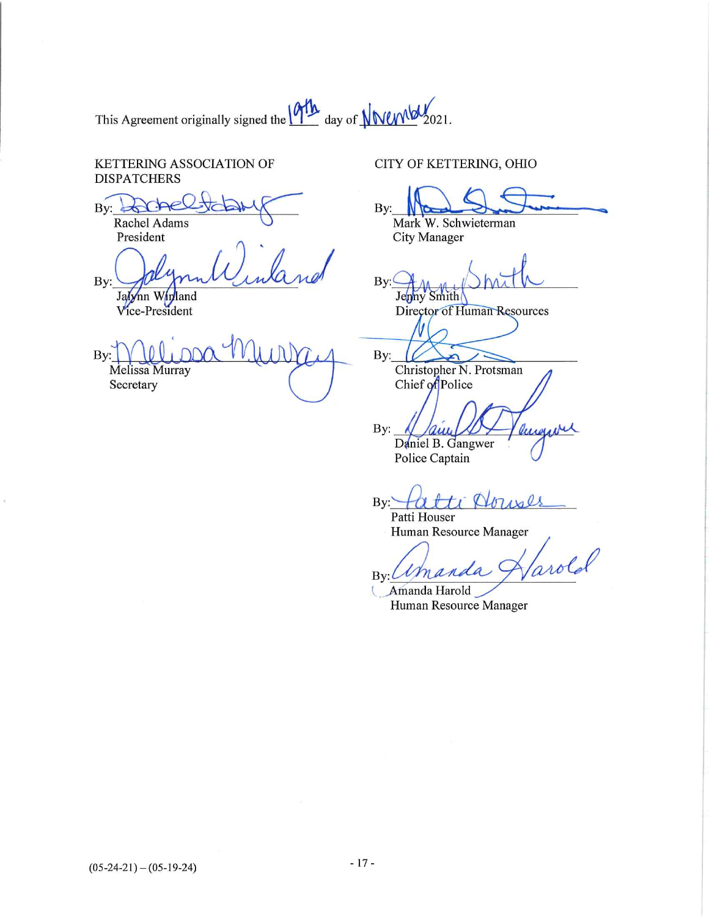This Agreement originally signed the 19th day of November 2021.

| KETTERING ASSOCIATION OF DISPATCHERS | CITY OF KETTERING, OHIO |
| --- | --- |
| By: ____________________ Rachel Adams, President | By: ____________________ Mark W. Schwieterman, City Manager |
| By: ____________________ Jalynn Winland, Vice-President | By: ____________________ Jenny Smith, Director of Human Resources |
| By: ____________________ Melissa Murray, Secretary | By: ____________________ Christopher N. Protsman, Chief of Police |
| | By: ____________________ Daniel B. Gangwer, Police Captain |
| | By: ____________________ Patti Houser, Human Resource Manager |
| | By: ____________________ Amanda Harold, Human Resource Manager |

(05-24-21) – (05-19-24)